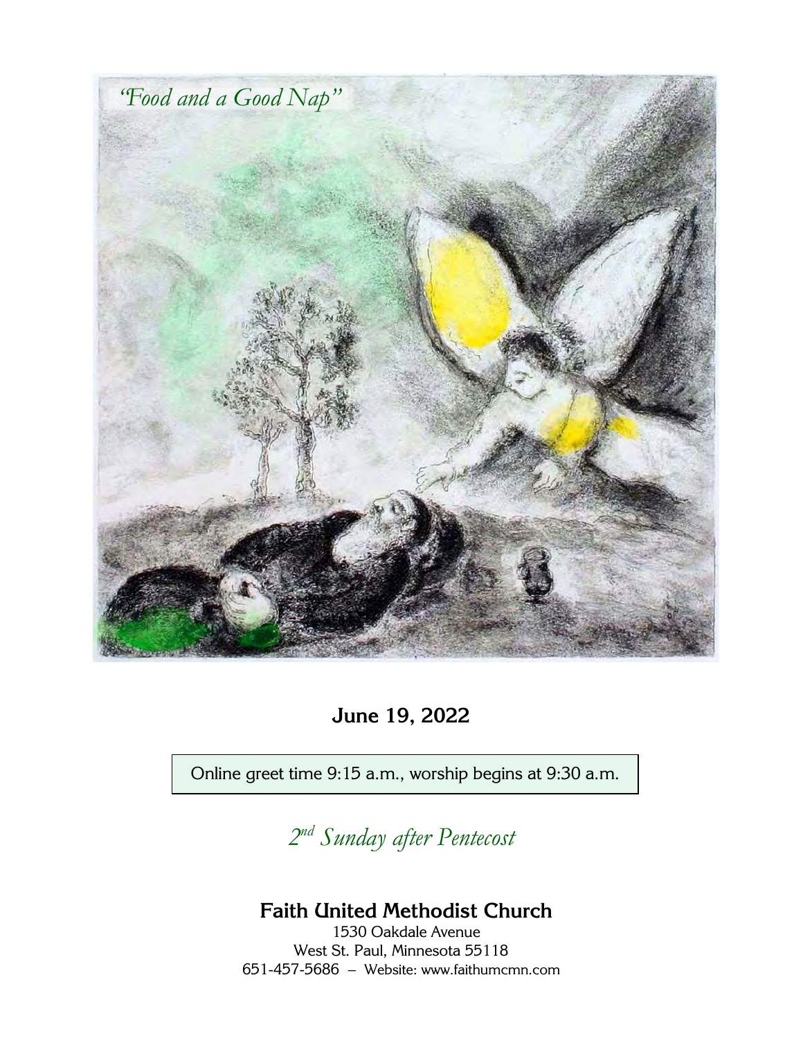*"Food and a Good Nap"*

**June 19, 2022**

Online greet time 9:15 a.m., worship begins at 9:30 a.m.

*2nd Sunday after Pentecost*

## Faith United Methodist Church

1530 Oakdale Avenue
West St. Paul, Minnesota 55118
651-457-5686 – Website: www.faithumcmn.com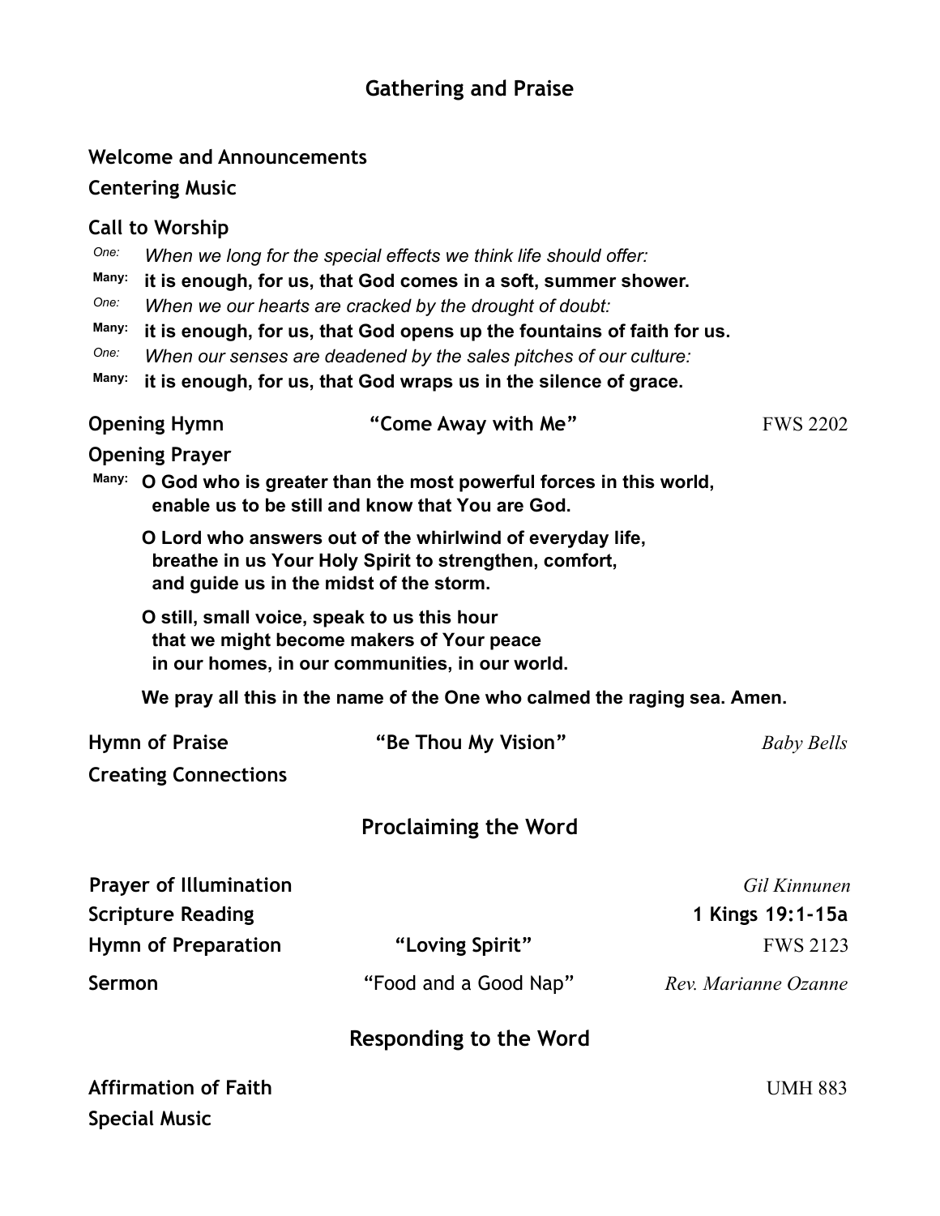## Gathering and Praise

**Welcome and Announcements**

**Centering Music**

**Call to Worship**

*One:* *When we long for the special effects we think life should offer:*

**Many:** **it is enough, for us, that God comes in a soft, summer shower.**

*One:* *When we our hearts are cracked by the drought of doubt:*

**Many:** **it is enough, for us, that God opens up the fountains of faith for us.**

*One:* *When our senses are deadened by the sales pitches of our culture:*

**Many:** **it is enough, for us, that God wraps us in the silence of grace.**

**Opening Hymn** — **"Come Away with Me"** — FWS 2202

**Opening Prayer**

**Many:** **O God who is greater than the most powerful forces in this world,
enable us to be still and know that You are God.**

**O Lord who answers out of the whirlwind of everyday life,
breathe in us Your Holy Spirit to strengthen, comfort,
and guide us in the midst of the storm.**

**O still, small voice, speak to us this hour
that we might become makers of Your peace
in our homes, in our communities, in our world.**

**We pray all this in the name of the One who calmed the raging sea. Amen.**

**Hymn of Praise** — **"Be Thou My Vision"** — *Baby Bells*

**Creating Connections**

## Proclaiming the Word

**Prayer of Illumination** — *Gil Kinnunen*

**Scripture Reading** — **1 Kings 19:1-15a**

**Hymn of Preparation** — **"Loving Spirit"** — FWS 2123

**Sermon** — "Food and a Good Nap" — *Rev. Marianne Ozanne*

## Responding to the Word

**Affirmation of Faith** — UMH 883

**Special Music**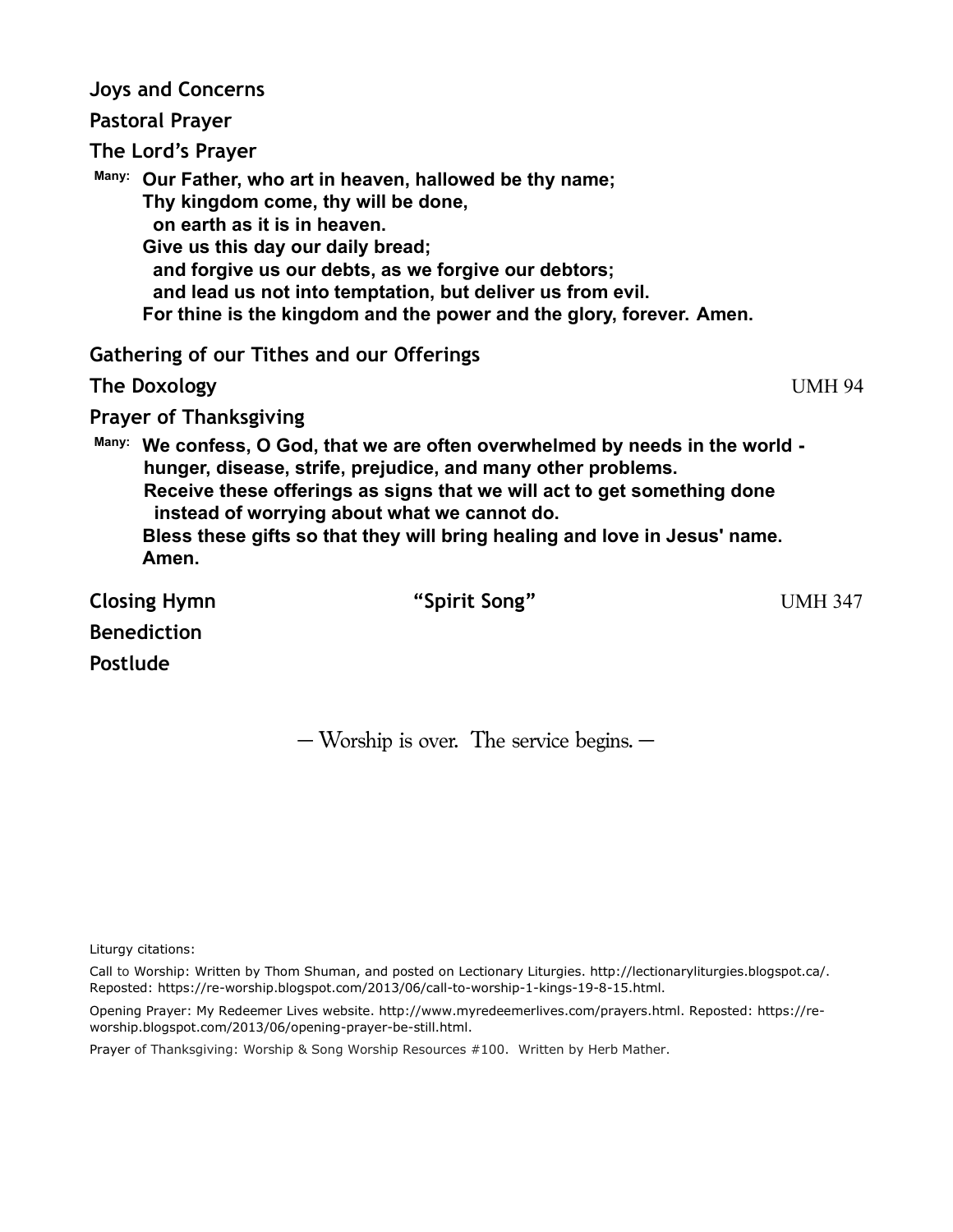**Joys and Concerns**

**Pastoral Prayer**

**The Lord's Prayer**

Many: **Our Father, who art in heaven, hallowed be thy name;**
**Thy kingdom come, thy will be done,**
**on earth as it is in heaven.**
**Give us this day our daily bread;**
**and forgive us our debts, as we forgive our debtors;**
**and lead us not into temptation, but deliver us from evil.**
**For thine is the kingdom and the power and the glory, forever. Amen.**

**Gathering of our Tithes and our Offerings**

**The Doxology** UMH 94

**Prayer of Thanksgiving**

Many: **We confess, O God, that we are often overwhelmed by needs in the world - hunger, disease, strife, prejudice, and many other problems.**
**Receive these offerings as signs that we will act to get something done instead of worrying about what we cannot do.**
**Bless these gifts so that they will bring healing and love in Jesus' name. Amen.**

**Closing Hymn** **"Spirit Song"** UMH 347

**Benediction**

**Postlude**

— Worship is over. The service begins. —

Liturgy citations:

Call to Worship: Written by Thom Shuman, and posted on Lectionary Liturgies. http://lectionaryliturgies.blogspot.ca/. Reposted: https://re-worship.blogspot.com/2013/06/call-to-worship-1-kings-19-8-15.html.

Opening Prayer: My Redeemer Lives website. http://www.myredeemerlives.com/prayers.html. Reposted: https://re-worship.blogspot.com/2013/06/opening-prayer-be-still.html.

Prayer of Thanksgiving: Worship & Song Worship Resources #100. Written by Herb Mather.